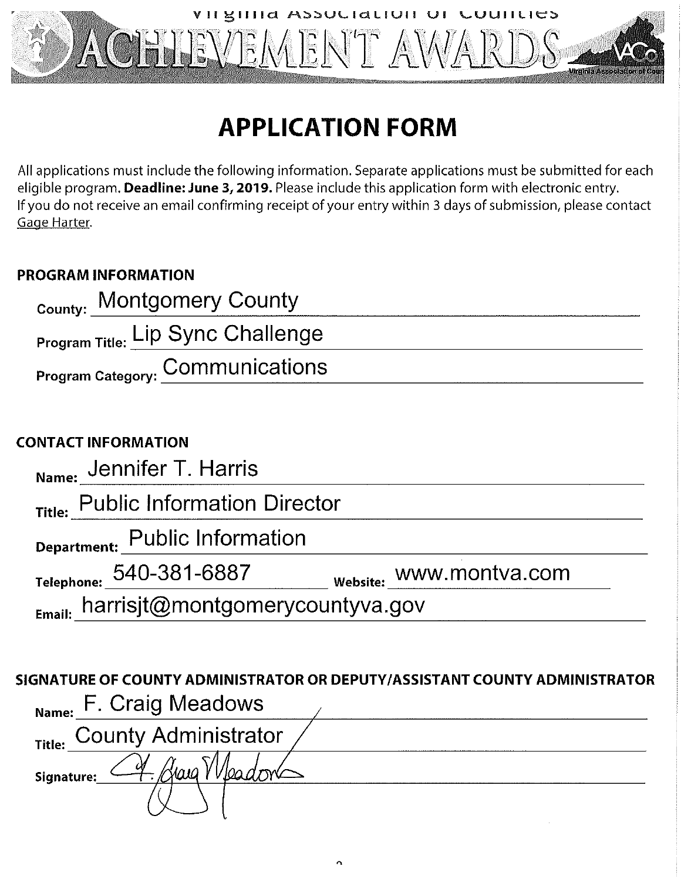Virginia Association of Counties

# ACHIEVEMENT AWARDS

# APPLICATION FORM

All applications must include the following information. Separate applications must be submitted for each eligible program. **Deadline: June 3, 2019.** Please include this application form with electronic entry. If you do not receive an email confirming receipt of your entry within 3 days of submission, please contact Gage Harter.

## PROGRAM INFORMATION

**County:** Montgomery County

**Program Title:** Lip Sync Challenge

**Program Category:** Communications

## CONTACT INFORMATION

**Name:** Jennifer T. Harris

**Title:** Public Information Director

**Department:** Public Information

**Telephone:** 540-381-6887 **Website:** www.montva.com

**Email:** harrisjt@montgomerycountyva.gov

## SIGNATURE OF COUNTY ADMINISTRATOR OR DEPUTY/ASSISTANT COUNTY ADMINISTRATOR

**Name:** F. Craig Meadows

**Title:** County Administrator

**Signature:** F. Craig Meadows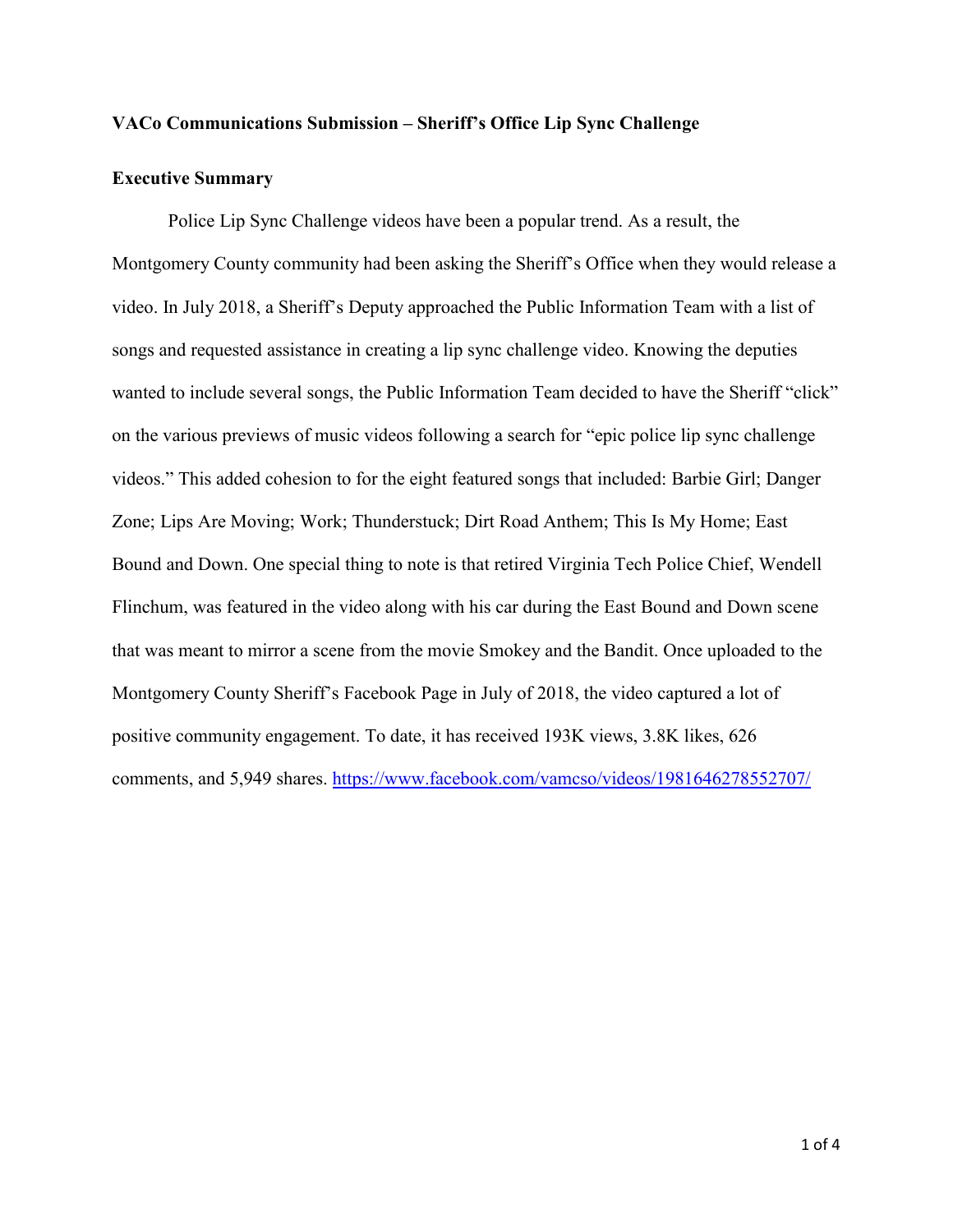**VACo Communications Submission – Sheriff's Office Lip Sync Challenge**

**Executive Summary**

Police Lip Sync Challenge videos have been a popular trend. As a result, the Montgomery County community had been asking the Sheriff's Office when they would release a video. In July 2018, a Sheriff's Deputy approached the Public Information Team with a list of songs and requested assistance in creating a lip sync challenge video. Knowing the deputies wanted to include several songs, the Public Information Team decided to have the Sheriff "click" on the various previews of music videos following a search for "epic police lip sync challenge videos." This added cohesion to for the eight featured songs that included: Barbie Girl; Danger Zone; Lips Are Moving; Work; Thunderstuck; Dirt Road Anthem; This Is My Home; East Bound and Down. One special thing to note is that retired Virginia Tech Police Chief, Wendell Flinchum, was featured in the video along with his car during the East Bound and Down scene that was meant to mirror a scene from the movie Smokey and the Bandit. Once uploaded to the Montgomery County Sheriff's Facebook Page in July of 2018, the video captured a lot of positive community engagement. To date, it has received 193K views, 3.8K likes, 626 comments, and 5,949 shares. https://www.facebook.com/vamcso/videos/1981646278552707/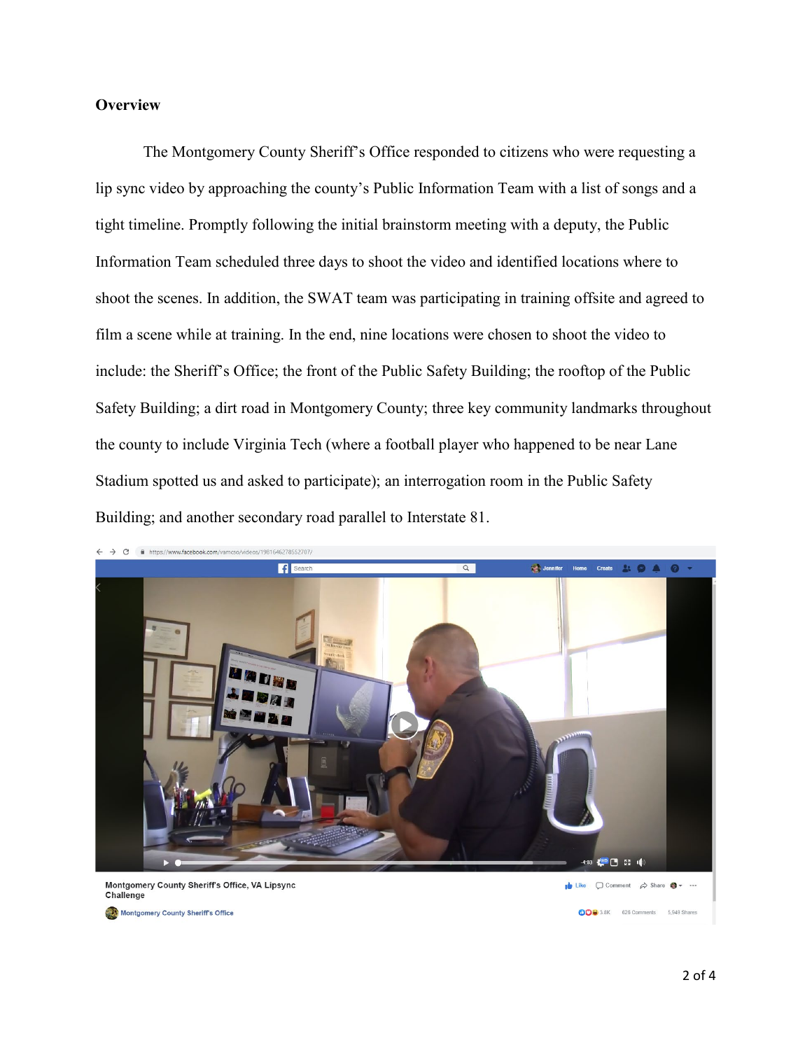**Overview**

The Montgomery County Sheriff's Office responded to citizens who were requesting a lip sync video by approaching the county's Public Information Team with a list of songs and a tight timeline. Promptly following the initial brainstorm meeting with a deputy, the Public Information Team scheduled three days to shoot the video and identified locations where to shoot the scenes. In addition, the SWAT team was participating in training offsite and agreed to film a scene while at training. In the end, nine locations were chosen to shoot the video to include: the Sheriff's Office; the front of the Public Safety Building; the rooftop of the Public Safety Building; a dirt road in Montgomery County; three key community landmarks throughout the county to include Virginia Tech (where a football player who happened to be near Lane Stadium spotted us and asked to participate); an interrogation room in the Public Safety Building; and another secondary road parallel to Interstate 81.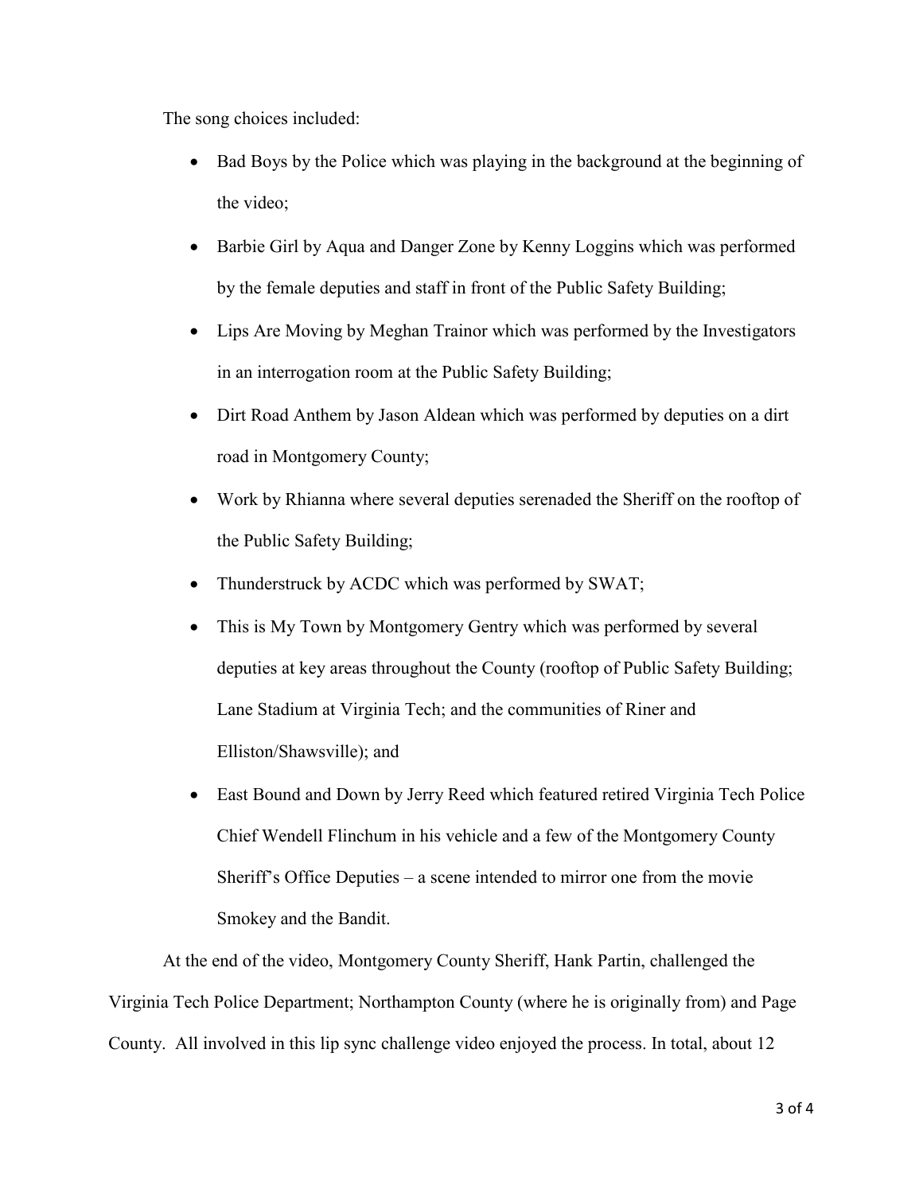The song choices included:

- Bad Boys by the Police which was playing in the background at the beginning of the video;
- Barbie Girl by Aqua and Danger Zone by Kenny Loggins which was performed by the female deputies and staff in front of the Public Safety Building;
- Lips Are Moving by Meghan Trainor which was performed by the Investigators in an interrogation room at the Public Safety Building;
- Dirt Road Anthem by Jason Aldean which was performed by deputies on a dirt road in Montgomery County;
- Work by Rhianna where several deputies serenaded the Sheriff on the rooftop of the Public Safety Building;
- Thunderstruck by ACDC which was performed by SWAT;
- This is My Town by Montgomery Gentry which was performed by several deputies at key areas throughout the County (rooftop of Public Safety Building; Lane Stadium at Virginia Tech; and the communities of Riner and Elliston/Shawsville); and
- East Bound and Down by Jerry Reed which featured retired Virginia Tech Police Chief Wendell Flinchum in his vehicle and a few of the Montgomery County Sheriff's Office Deputies – a scene intended to mirror one from the movie Smokey and the Bandit.

At the end of the video, Montgomery County Sheriff, Hank Partin, challenged the Virginia Tech Police Department; Northampton County (where he is originally from) and Page County. All involved in this lip sync challenge video enjoyed the process. In total, about 12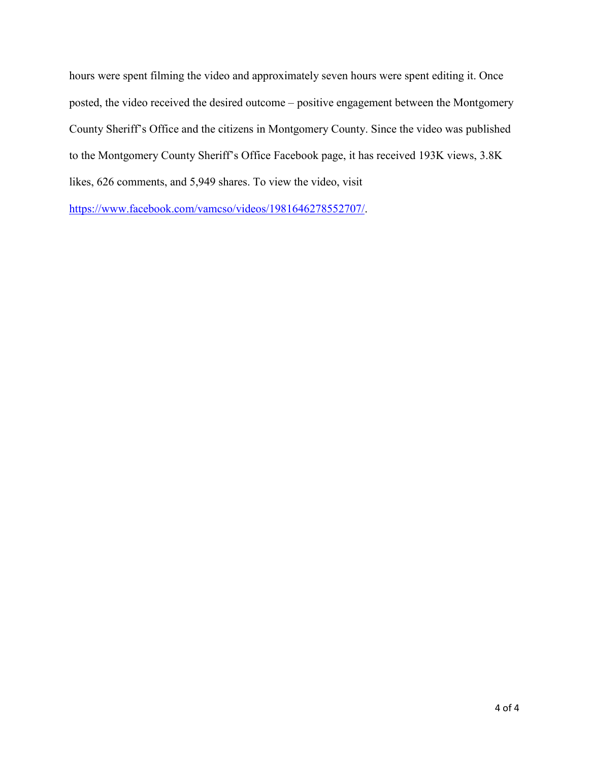hours were spent filming the video and approximately seven hours were spent editing it. Once posted, the video received the desired outcome – positive engagement between the Montgomery County Sheriff's Office and the citizens in Montgomery County. Since the video was published to the Montgomery County Sheriff's Office Facebook page, it has received 193K views, 3.8K likes, 626 comments, and 5,949 shares. To view the video, visit [https://www.facebook.com/vamcso/videos/1981646278552707/](https://www.facebook.com/vamcso/videos/1981646278552707/).